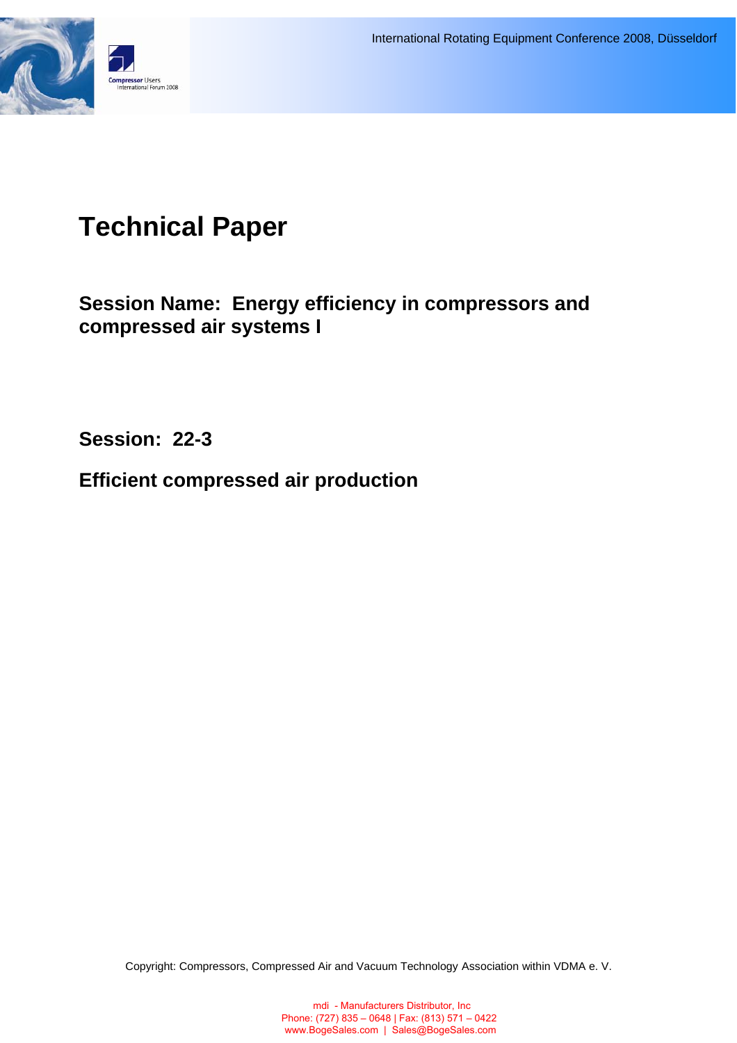International Rotating Equipment Conference 2008, Düsseldorf

# Technical Paper

## Session Name: Energy efficiency in compressors and compressed air systems I

## Session: 22-3

## Efficient compressed air production

Copyright: Compressors, Compressed Air and Vacuum Technology Association within VDMA e. V.

mdi - Manufacturers Distributor, Inc
Phone: (727) 835 – 0648 | Fax: (813) 571 – 0422
www.BogeSales.com | Sales@BogeSales.com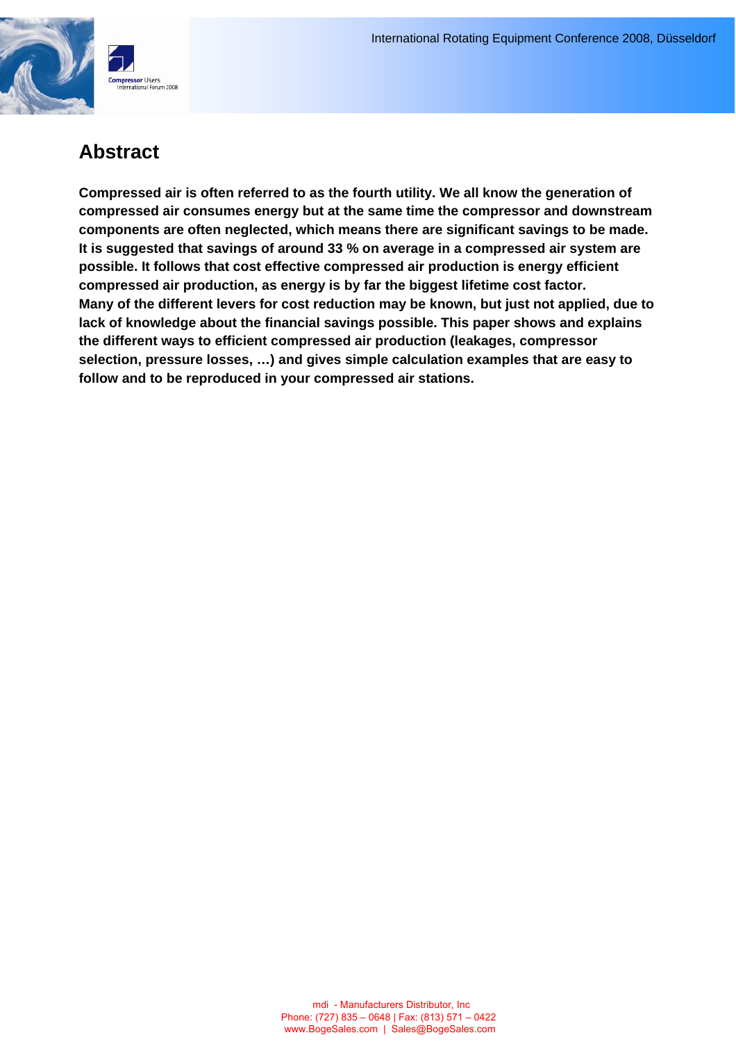## Abstract

**Compressed air is often referred to as the fourth utility. We all know the generation of compressed air consumes energy but at the same time the compressor and downstream components are often neglected, which means there are significant savings to be made. It is suggested that savings of around 33 % on average in a compressed air system are possible. It follows that cost effective compressed air production is energy efficient compressed air production, as energy is by far the biggest lifetime cost factor.**
**Many of the different levers for cost reduction may be known, but just not applied, due to lack of knowledge about the financial savings possible. This paper shows and explains the different ways to efficient compressed air production (leakages, compressor selection, pressure losses, …) and gives simple calculation examples that are easy to follow and to be reproduced in your compressed air stations.**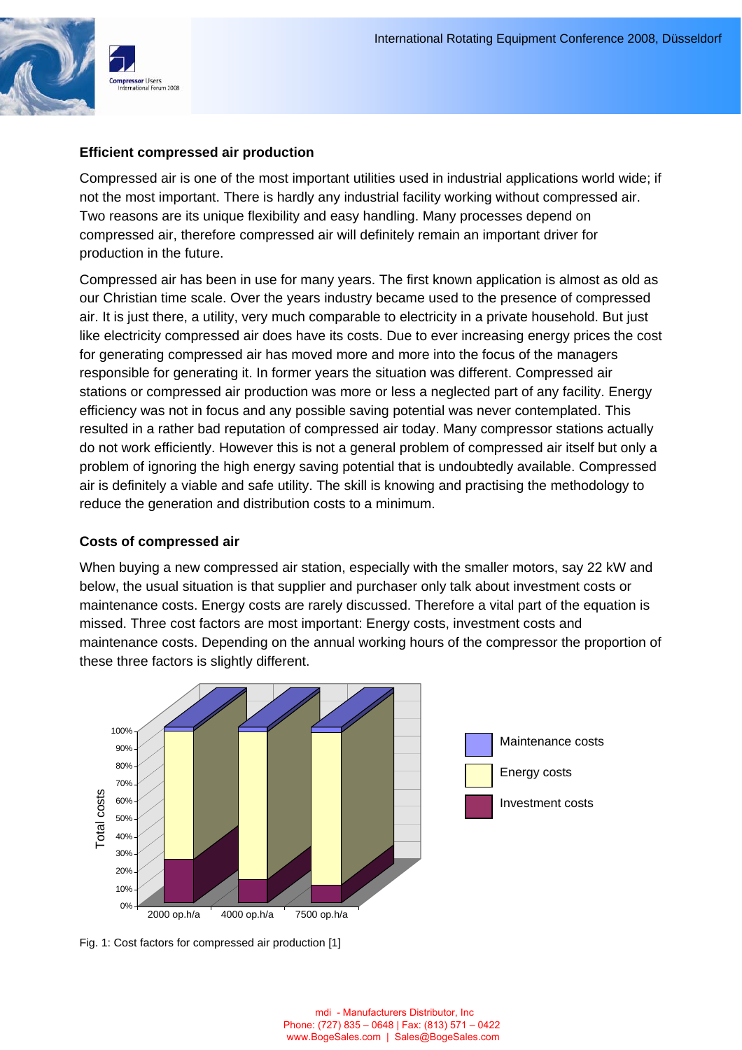### Efficient compressed air production

Compressed air is one of the most important utilities used in industrial applications world wide; if not the most important. There is hardly any industrial facility working without compressed air. Two reasons are its unique flexibility and easy handling. Many processes depend on compressed air, therefore compressed air will definitely remain an important driver for production in the future.

Compressed air has been in use for many years. The first known application is almost as old as our Christian time scale. Over the years industry became used to the presence of compressed air. It is just there, a utility, very much comparable to electricity in a private household. But just like electricity compressed air does have its costs. Due to ever increasing energy prices the cost for generating compressed air has moved more and more into the focus of the managers responsible for generating it. In former years the situation was different. Compressed air stations or compressed air production was more or less a neglected part of any facility. Energy efficiency was not in focus and any possible saving potential was never contemplated. This resulted in a rather bad reputation of compressed air today. Many compressor stations actually do not work efficiently. However this is not a general problem of compressed air itself but only a problem of ignoring the high energy saving potential that is undoubtedly available. Compressed air is definitely a viable and safe utility. The skill is knowing and practising the methodology to reduce the generation and distribution costs to a minimum.

### Costs of compressed air

When buying a new compressed air station, especially with the smaller motors, say 22 kW and below, the usual situation is that supplier and purchaser only talk about investment costs or maintenance costs. Energy costs are rarely discussed. Therefore a vital part of the equation is missed. Three cost factors are most important: Energy costs, investment costs and maintenance costs. Depending on the annual working hours of the compressor the proportion of these three factors is slightly different.

Fig. 1: Cost factors for compressed air production [1]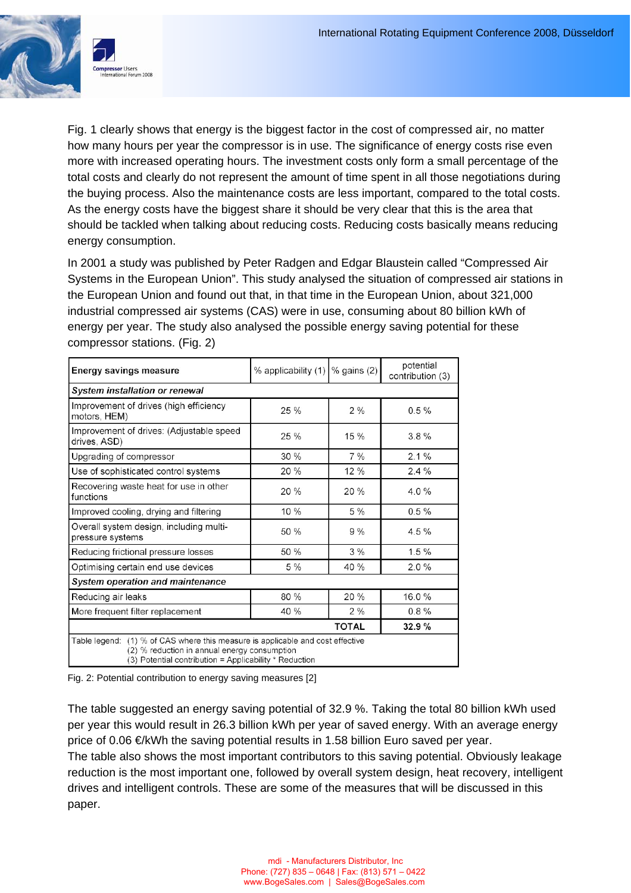Fig. 1 clearly shows that energy is the biggest factor in the cost of compressed air, no matter how many hours per year the compressor is in use. The significance of energy costs rise even more with increased operating hours. The investment costs only form a small percentage of the total costs and clearly do not represent the amount of time spent in all those negotiations during the buying process. Also the maintenance costs are less important, compared to the total costs. As the energy costs have the biggest share it should be very clear that this is the area that should be tackled when talking about reducing costs. Reducing costs basically means reducing energy consumption.

In 2001 a study was published by Peter Radgen and Edgar Blaustein called “Compressed Air Systems in the European Union”. This study analysed the situation of compressed air stations in the European Union and found out that, in that time in the European Union, about 321,000 industrial compressed air systems (CAS) were in use, consuming about 80 billion kWh of energy per year. The study also analysed the possible energy saving potential for these compressor stations. (Fig. 2)

| **Energy savings measure** | % applicability (1) | % gains (2) | potential contribution (3) |
|---|---|---|---|
| ***System installation or renewal*** | | | |
| Improvement of drives (high efficiency motors, HEM) | 25 % | 2 % | 0.5 % |
| Improvement of drives: (Adjustable speed drives, ASD) | 25 % | 15 % | 3.8 % |
| Upgrading of compressor | 30 % | 7 % | 2.1 % |
| Use of sophisticated control systems | 20 % | 12 % | 2.4 % |
| Recovering waste heat for use in other functions | 20 % | 20 % | 4.0 % |
| Improved cooling, drying and filtering | 10 % | 5 % | 0.5 % |
| Overall system design, including multi-pressure systems | 50 % | 9 % | 4.5 % |
| Reducing frictional pressure losses | 50 % | 3 % | 1.5 % |
| Optimising certain end use devices | 5 % | 40 % | 2.0 % |
| ***System operation and maintenance*** | | | |
| Reducing air leaks | 80 % | 20 % | 16.0 % |
| More frequent filter replacement | 40 % | 2 % | 0.8 % |
| | | **TOTAL** | **32.9 %** |
| Table legend: (1) % of CAS where this measure is applicable and cost effective<br>(2) % reduction in annual energy consumption<br>(3) Potential contribution = Applicability * Reduction | | | |

Fig. 2: Potential contribution to energy saving measures [2]

The table suggested an energy saving potential of 32.9 %. Taking the total 80 billion kWh used per year this would result in 26.3 billion kWh per year of saved energy. With an average energy price of 0.06 €/kWh the saving potential results in 1.58 billion Euro saved per year.
The table also shows the most important contributors to this saving potential. Obviously leakage reduction is the most important one, followed by overall system design, heat recovery, intelligent drives and intelligent controls. These are some of the measures that will be discussed in this paper.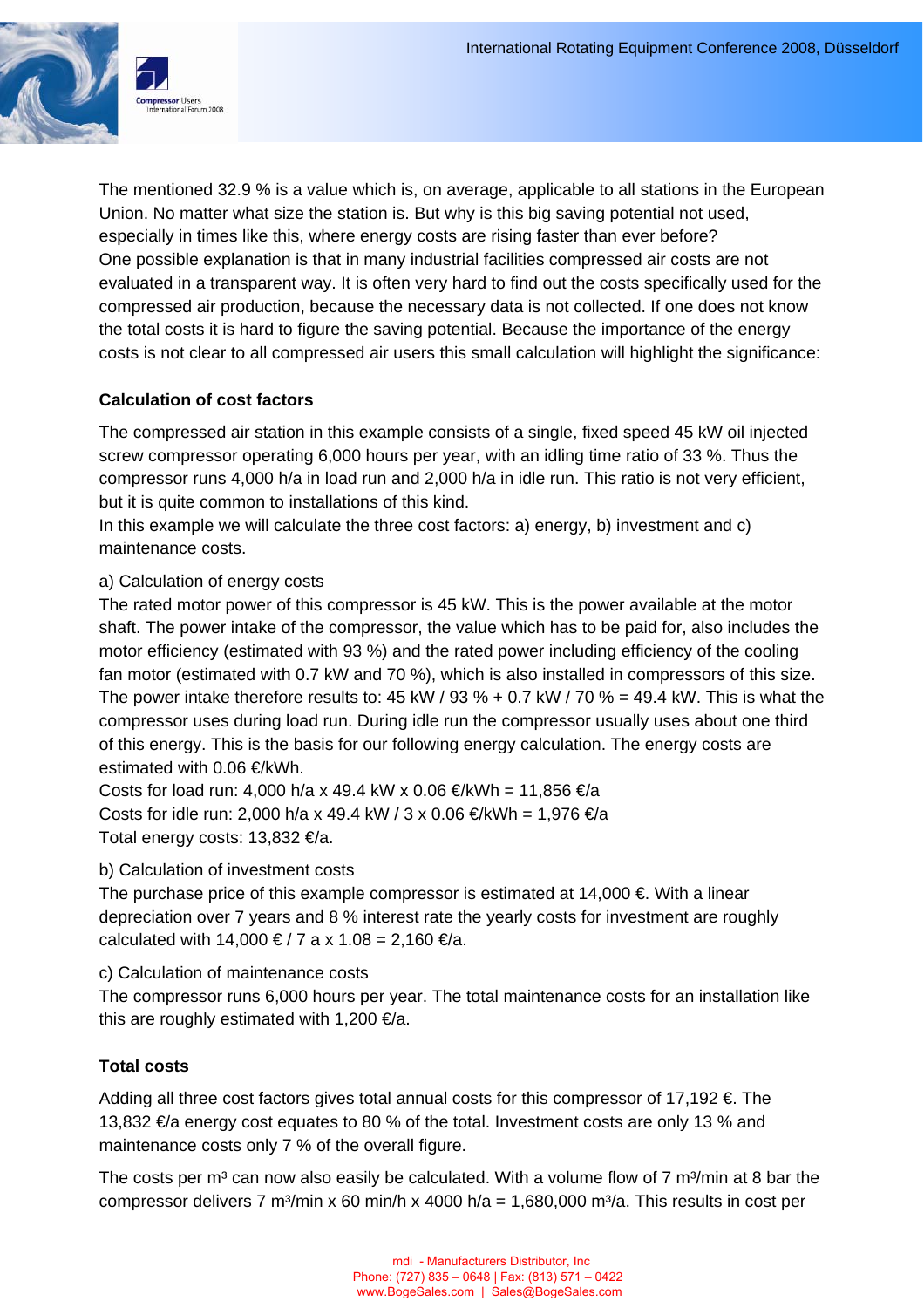The mentioned 32.9 % is a value which is, on average, applicable to all stations in the European Union. No matter what size the station is. But why is this big saving potential not used, especially in times like this, where energy costs are rising faster than ever before?
One possible explanation is that in many industrial facilities compressed air costs are not evaluated in a transparent way. It is often very hard to find out the costs specifically used for the compressed air production, because the necessary data is not collected. If one does not know the total costs it is hard to figure the saving potential. Because the importance of the energy costs is not clear to all compressed air users this small calculation will highlight the significance:

**Calculation of cost factors**

The compressed air station in this example consists of a single, fixed speed 45 kW oil injected screw compressor operating 6,000 hours per year, with an idling time ratio of 33 %. Thus the compressor runs 4,000 h/a in load run and 2,000 h/a in idle run. This ratio is not very efficient, but it is quite common to installations of this kind.
In this example we will calculate the three cost factors: a) energy, b) investment and c) maintenance costs.

a) Calculation of energy costs
The rated motor power of this compressor is 45 kW. This is the power available at the motor shaft. The power intake of the compressor, the value which has to be paid for, also includes the motor efficiency (estimated with 93 %) and the rated power including efficiency of the cooling fan motor (estimated with 0.7 kW and 70 %), which is also installed in compressors of this size. The power intake therefore results to: 45 kW / 93 % + 0.7 kW / 70 % = 49.4 kW. This is what the compressor uses during load run. During idle run the compressor usually uses about one third of this energy. This is the basis for our following energy calculation. The energy costs are estimated with 0.06 €/kWh.
Costs for load run: 4,000 h/a x 49.4 kW x 0.06 €/kWh = 11,856 €/a
Costs for idle run: 2,000 h/a x 49.4 kW / 3 x 0.06 €/kWh = 1,976 €/a
Total energy costs: 13,832 €/a.

b) Calculation of investment costs
The purchase price of this example compressor is estimated at 14,000 €. With a linear depreciation over 7 years and 8 % interest rate the yearly costs for investment are roughly calculated with 14,000 € / 7 a x 1.08 = 2,160 €/a.

c) Calculation of maintenance costs
The compressor runs 6,000 hours per year. The total maintenance costs for an installation like this are roughly estimated with 1,200 €/a.

**Total costs**

Adding all three cost factors gives total annual costs for this compressor of 17,192 €. The 13,832 €/a energy cost equates to 80 % of the total. Investment costs are only 13 % and maintenance costs only 7 % of the overall figure.

The costs per m³ can now also easily be calculated. With a volume flow of 7 m³/min at 8 bar the compressor delivers 7 m³/min x 60 min/h x 4000 h/a = 1,680,000 m³/a. This results in cost per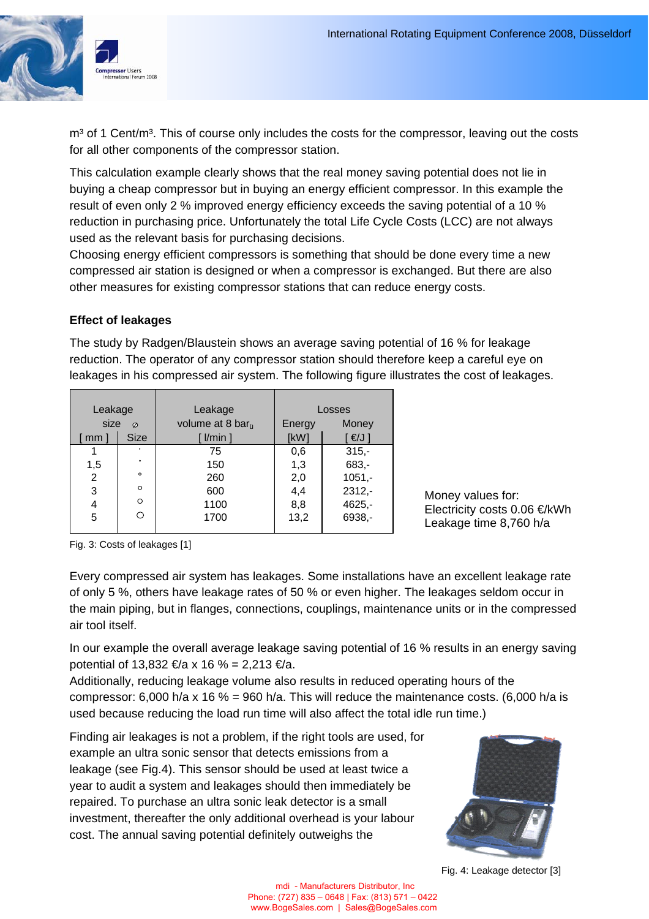m³ of 1 Cent/m³. This of course only includes the costs for the compressor, leaving out the costs for all other components of the compressor station.

This calculation example clearly shows that the real money saving potential does not lie in buying a cheap compressor but in buying an energy efficient compressor. In this example the result of even only 2 % improved energy efficiency exceeds the saving potential of a 10 % reduction in purchasing price. Unfortunately the total Life Cycle Costs (LCC) are not always used as the relevant basis for purchasing decisions.
Choosing energy efficient compressors is something that should be done every time a new compressed air station is designed or when a compressor is exchanged. But there are also other measures for existing compressor stations that can reduce energy costs.

**Effect of leakages**

The study by Radgen/Blaustein shows an average saving potential of 16 % for leakage reduction. The operator of any compressor station should therefore keep a careful eye on leakages in his compressed air system. The following figure illustrates the cost of leakages.

| Leakage size ⌀ | | Leakage volume at 8 barü | Losses | |
|---|---|---|---|---|
| [ mm ] | Size | [ l/min ] | Energy [kW] | Money [ €/J ] |
| 1 | · | 75 | 0,6 | 315,- |
| 1,5 | • | 150 | 1,3 | 683,- |
| 2 | ∘ | 260 | 2,0 | 1051,- |
| 3 | ○ | 600 | 4,4 | 2312,- |
| 4 | ○ | 1100 | 8,8 | 4625,- |
| 5 | ○ | 1700 | 13,2 | 6938,- |

Money values for:
Electricity costs 0.06 €/kWh
Leakage time 8,760 h/a

Fig. 3: Costs of leakages [1]

Every compressed air system has leakages. Some installations have an excellent leakage rate of only 5 %, others have leakage rates of 50 % or even higher. The leakages seldom occur in the main piping, but in flanges, connections, couplings, maintenance units or in the compressed air tool itself.

In our example the overall average leakage saving potential of 16 % results in an energy saving potential of 13,832 €/a x 16 % = 2,213 €/a.
Additionally, reducing leakage volume also results in reduced operating hours of the compressor: 6,000 h/a x 16 % = 960 h/a. This will reduce the maintenance costs. (6,000 h/a is used because reducing the load run time will also affect the total idle run time.)

Finding air leakages is not a problem, if the right tools are used, for example an ultra sonic sensor that detects emissions from a leakage (see Fig.4). This sensor should be used at least twice a year to audit a system and leakages should then immediately be repaired. To purchase an ultra sonic leak detector is a small investment, thereafter the only additional overhead is your labour cost. The annual saving potential definitely outweighs the

Fig. 4: Leakage detector [3]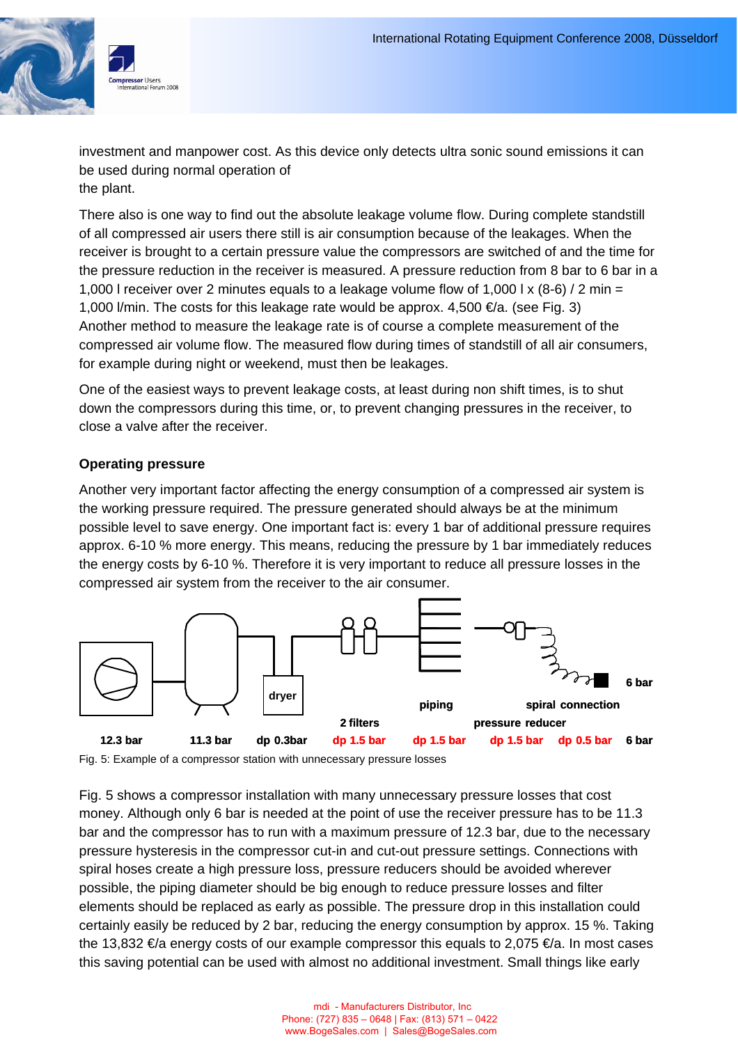investment and manpower cost. As this device only detects ultra sonic sound emissions it can be used during normal operation of
the plant.

There also is one way to find out the absolute leakage volume flow. During complete standstill of all compressed air users there still is air consumption because of the leakages. When the receiver is brought to a certain pressure value the compressors are switched of and the time for the pressure reduction in the receiver is measured. A pressure reduction from 8 bar to 6 bar in a 1,000 l receiver over 2 minutes equals to a leakage volume flow of 1,000 l x (8-6) / 2 min = 1,000 l/min. The costs for this leakage rate would be approx. 4,500 €/a. (see Fig. 3)
Another method to measure the leakage rate is of course a complete measurement of the compressed air volume flow. The measured flow during times of standstill of all air consumers, for example during night or weekend, must then be leakages.

One of the easiest ways to prevent leakage costs, at least during non shift times, is to shut down the compressors during this time, or, to prevent changing pressures in the receiver, to close a valve after the receiver.

#### Operating pressure

Another very important factor affecting the energy consumption of a compressed air system is the working pressure required. The pressure generated should always be at the minimum possible level to save energy. One important fact is: every 1 bar of additional pressure requires approx. 6-10 % more energy. This means, reducing the pressure by 1 bar immediately reduces the energy costs by 6-10 %. Therefore it is very important to reduce all pressure losses in the compressed air system from the receiver to the air consumer.

dryer | 2 filters | piping | pressure reducer | spiral connection | 6 bar

**12.3 bar** | **11.3 bar** | **dp 0.3bar** | **dp 1.5 bar** | **dp 1.5 bar** | **dp 1.5 bar** | **dp 0.5 bar** | **6 bar**

Fig. 5: Example of a compressor station with unnecessary pressure losses

Fig. 5 shows a compressor installation with many unnecessary pressure losses that cost money. Although only 6 bar is needed at the point of use the receiver pressure has to be 11.3 bar and the compressor has to run with a maximum pressure of 12.3 bar, due to the necessary pressure hysteresis in the compressor cut-in and cut-out pressure settings. Connections with spiral hoses create a high pressure loss, pressure reducers should be avoided wherever possible, the piping diameter should be big enough to reduce pressure losses and filter elements should be replaced as early as possible. The pressure drop in this installation could certainly easily be reduced by 2 bar, reducing the energy consumption by approx. 15 %. Taking the 13,832 €/a energy costs of our example compressor this equals to 2,075 €/a. In most cases this saving potential can be used with almost no additional investment. Small things like early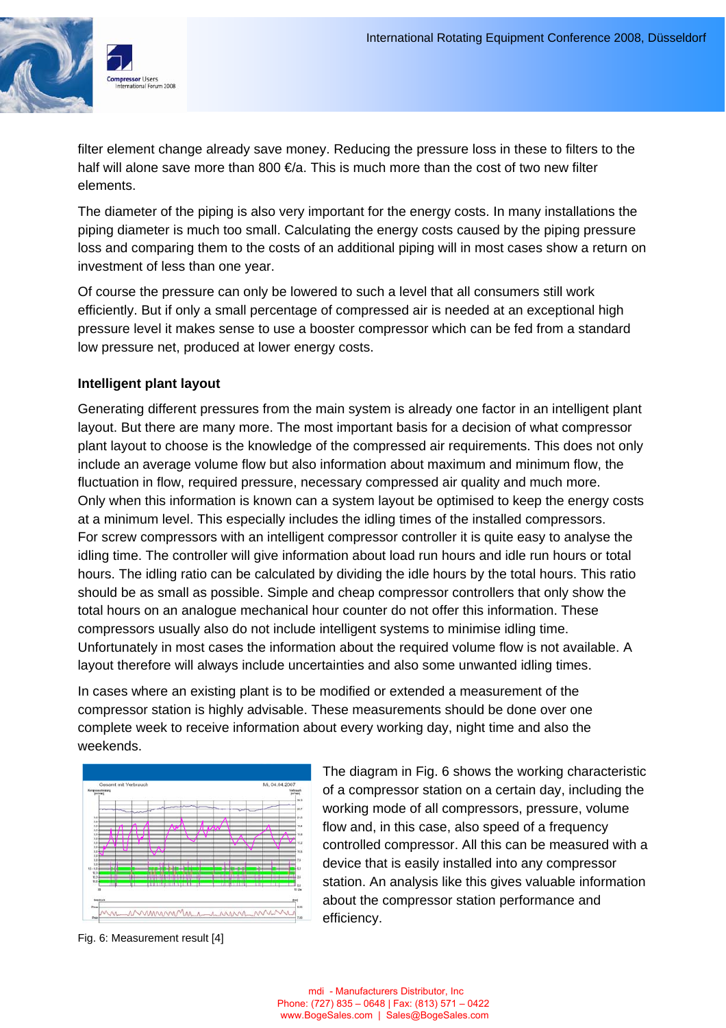filter element change already save money. Reducing the pressure loss in these to filters to the half will alone save more than 800 €/a. This is much more than the cost of two new filter elements.

The diameter of the piping is also very important for the energy costs. In many installations the piping diameter is much too small. Calculating the energy costs caused by the piping pressure loss and comparing them to the costs of an additional piping will in most cases show a return on investment of less than one year.

Of course the pressure can only be lowered to such a level that all consumers still work efficiently. But if only a small percentage of compressed air is needed at an exceptional high pressure level it makes sense to use a booster compressor which can be fed from a standard low pressure net, produced at lower energy costs.

### Intelligent plant layout

Generating different pressures from the main system is already one factor in an intelligent plant layout. But there are many more. The most important basis for a decision of what compressor plant layout to choose is the knowledge of the compressed air requirements. This does not only include an average volume flow but also information about maximum and minimum flow, the fluctuation in flow, required pressure, necessary compressed air quality and much more.
Only when this information is known can a system layout be optimised to keep the energy costs at a minimum level. This especially includes the idling times of the installed compressors.
For screw compressors with an intelligent compressor controller it is quite easy to analyse the idling time. The controller will give information about load run hours and idle run hours or total hours. The idling ratio can be calculated by dividing the idle hours by the total hours. This ratio should be as small as possible. Simple and cheap compressor controllers that only show the total hours on an analogue mechanical hour counter do not offer this information. These compressors usually also do not include intelligent systems to minimise idling time.
Unfortunately in most cases the information about the required volume flow is not available. A layout therefore will always include uncertainties and also some unwanted idling times.

In cases where an existing plant is to be modified or extended a measurement of the compressor station is highly advisable. These measurements should be done over one complete week to receive information about every working day, night time and also the weekends.

Fig. 6: Measurement result [4]

The diagram in Fig. 6 shows the working characteristic of a compressor station on a certain day, including the working mode of all compressors, pressure, volume flow and, in this case, also speed of a frequency controlled compressor. All this can be measured with a device that is easily installed into any compressor station. An analysis like this gives valuable information about the compressor station performance and efficiency.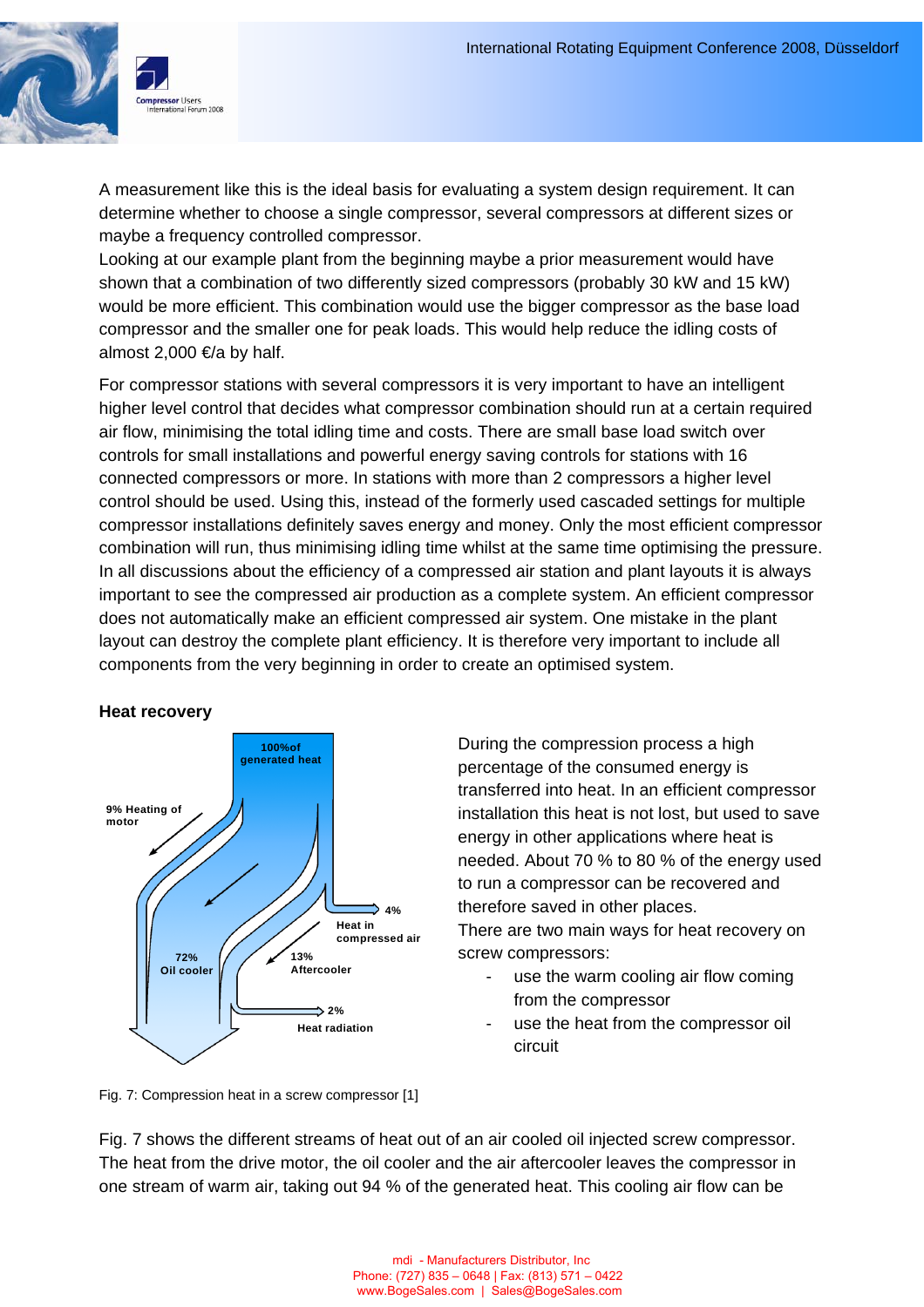A measurement like this is the ideal basis for evaluating a system design requirement. It can determine whether to choose a single compressor, several compressors at different sizes or maybe a frequency controlled compressor.
Looking at our example plant from the beginning maybe a prior measurement would have shown that a combination of two differently sized compressors (probably 30 kW and 15 kW) would be more efficient. This combination would use the bigger compressor as the base load compressor and the smaller one for peak loads. This would help reduce the idling costs of almost 2,000 €/a by half.

For compressor stations with several compressors it is very important to have an intelligent higher level control that decides what compressor combination should run at a certain required air flow, minimising the total idling time and costs. There are small base load switch over controls for small installations and powerful energy saving controls for stations with 16 connected compressors or more. In stations with more than 2 compressors a higher level control should be used. Using this, instead of the formerly used cascaded settings for multiple compressor installations definitely saves energy and money. Only the most efficient compressor combination will run, thus minimising idling time whilst at the same time optimising the pressure.
In all discussions about the efficiency of a compressed air station and plant layouts it is always important to see the compressed air production as a complete system. An efficient compressor does not automatically make an efficient compressed air system. One mistake in the plant layout can destroy the complete plant efficiency. It is therefore very important to include all components from the very beginning in order to create an optimised system.

## Heat recovery

100% of generated heat

9% Heating of motor

4% Heat in compressed air

72% Oil cooler

13% Aftercooler

2% Heat radiation

Fig. 7: Compression heat in a screw compressor [1]

During the compression process a high percentage of the consumed energy is transferred into heat. In an efficient compressor installation this heat is not lost, but used to save energy in other applications where heat is needed. About 70 % to 80 % of the energy used to run a compressor can be recovered and therefore saved in other places.
There are two main ways for heat recovery on screw compressors:

- use the warm cooling air flow coming from the compressor
- use the heat from the compressor oil circuit

Fig. 7 shows the different streams of heat out of an air cooled oil injected screw compressor. The heat from the drive motor, the oil cooler and the air aftercooler leaves the compressor in one stream of warm air, taking out 94 % of the generated heat. This cooling air flow can be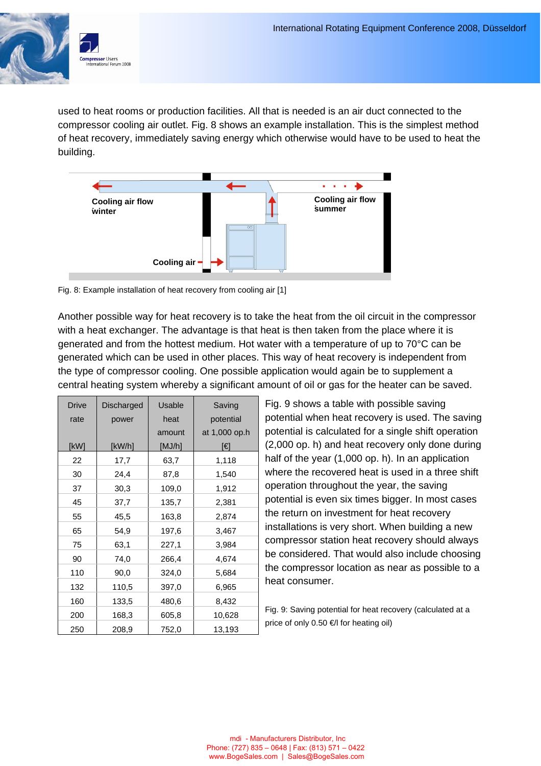used to heat rooms or production facilities. All that is needed is an air duct connected to the compressor cooling air outlet. Fig. 8 shows an example installation. This is the simplest method of heat recovery, immediately saving energy which otherwise would have to be used to heat the building.

Cooling air flow winter

Cooling air flow summer

Cooling air

Fig. 8: Example installation of heat recovery from cooling air [1]

Another possible way for heat recovery is to take the heat from the oil circuit in the compressor with a heat exchanger. The advantage is that heat is then taken from the place where it is generated and from the hottest medium. Hot water with a temperature of up to 70°C can be generated which can be used in other places. This way of heat recovery is independent from the type of compressor cooling. One possible application would again be to supplement a central heating system whereby a significant amount of oil or gas for the heater can be saved.

| Drive rate [kW] | Discharged power [kW/h] | Usable heat amount [MJ/h] | Saving potential at 1,000 op.h [€] |
|---|---|---|---|
| 22 | 17,7 | 63,7 | 1,118 |
| 30 | 24,4 | 87,8 | 1,540 |
| 37 | 30,3 | 109,0 | 1,912 |
| 45 | 37,7 | 135,7 | 2,381 |
| 55 | 45,5 | 163,8 | 2,874 |
| 65 | 54,9 | 197,6 | 3,467 |
| 75 | 63,1 | 227,1 | 3,984 |
| 90 | 74,0 | 266,4 | 4,674 |
| 110 | 90,0 | 324,0 | 5,684 |
| 132 | 110,5 | 397,0 | 6,965 |
| 160 | 133,5 | 480,6 | 8,432 |
| 200 | 168,3 | 605,8 | 10,628 |
| 250 | 208,9 | 752,0 | 13,193 |

Fig. 9 shows a table with possible saving potential when heat recovery is used. The saving potential is calculated for a single shift operation (2,000 op. h) and heat recovery only done during half of the year (1,000 op. h). In an application where the recovered heat is used in a three shift operation throughout the year, the saving potential is even six times bigger. In most cases the return on investment for heat recovery installations is very short. When building a new compressor station heat recovery should always be considered. That would also include choosing the compressor location as near as possible to a heat consumer.

Fig. 9: Saving potential for heat recovery (calculated at a price of only 0.50 €/l for heating oil)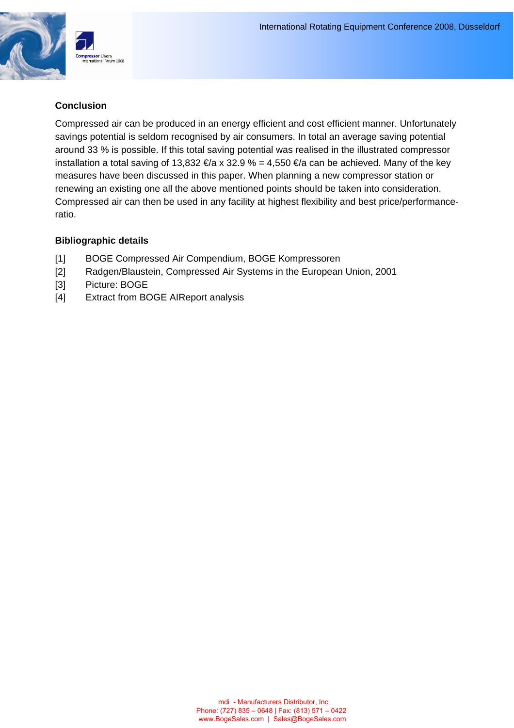## Conclusion

Compressed air can be produced in an energy efficient and cost efficient manner. Unfortunately savings potential is seldom recognised by air consumers. In total an average saving potential around 33 % is possible. If this total saving potential was realised in the illustrated compressor installation a total saving of 13,832 €/a x 32.9 % = 4,550 €/a can be achieved. Many of the key measures have been discussed in this paper. When planning a new compressor station or renewing an existing one all the above mentioned points should be taken into consideration. Compressed air can then be used in any facility at highest flexibility and best price/performance-ratio.

## Bibliographic details

[1] BOGE Compressed Air Compendium, BOGE Kompressoren
[2] Radgen/Blaustein, Compressed Air Systems in the European Union, 2001
[3] Picture: BOGE
[4] Extract from BOGE AIReport analysis